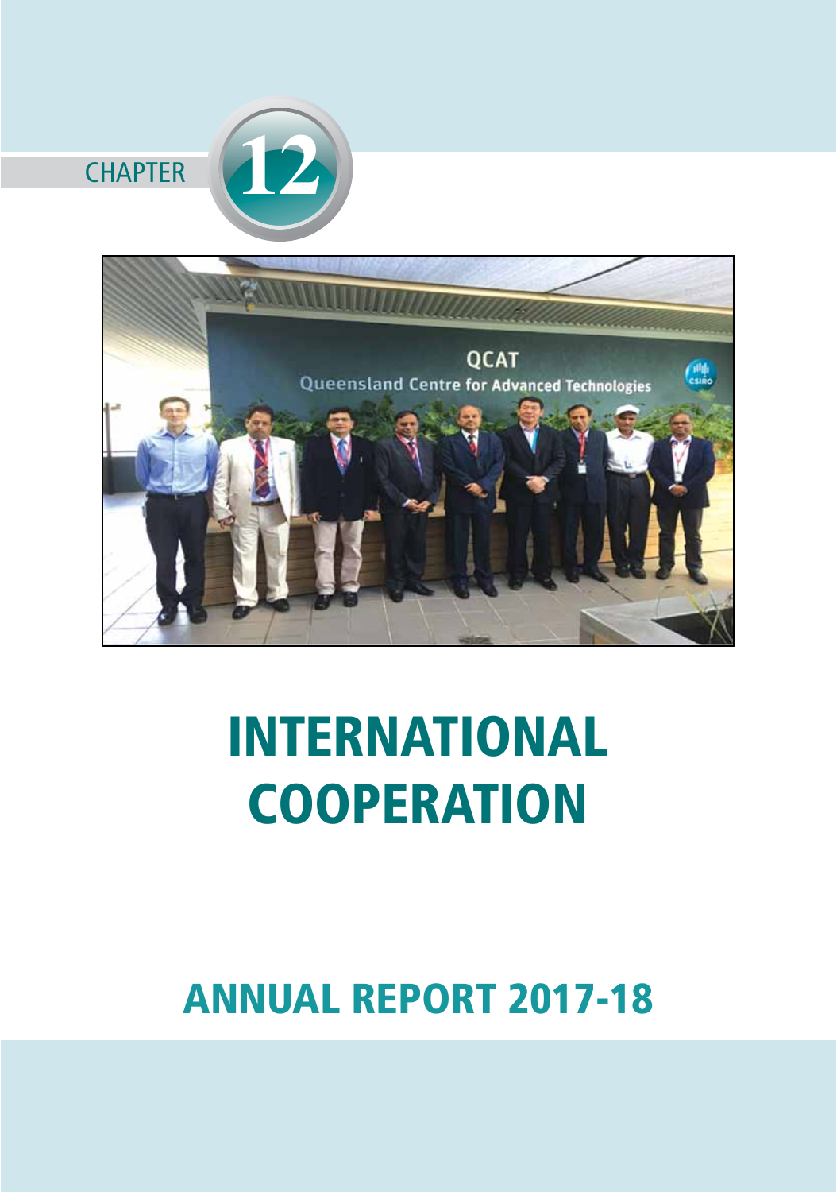CHAPTER 12

# INTERNATIONAL COOPERATION

## ANNUAL REPORT 2017-18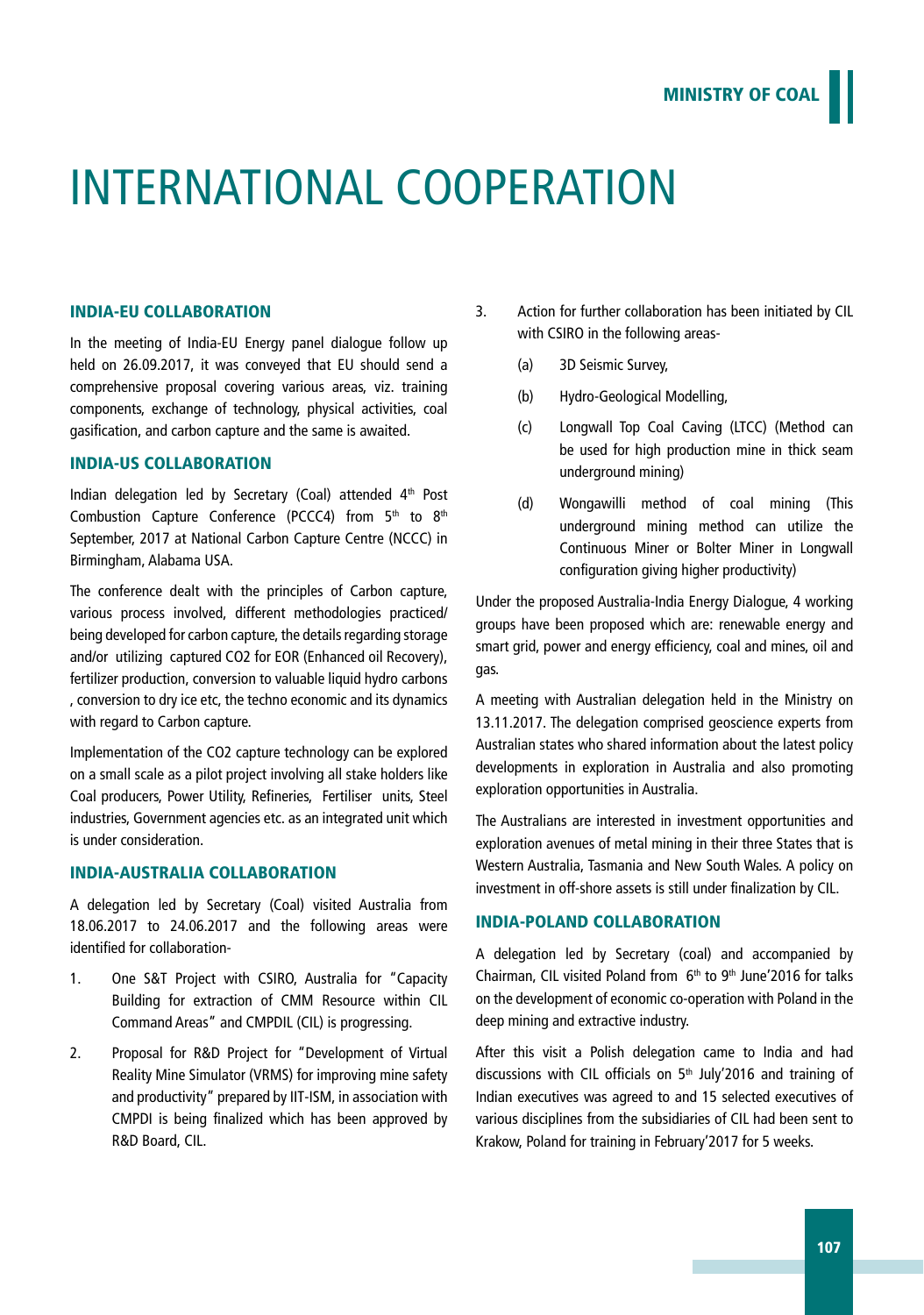# INTERNATIONAL COOPERATION

## INDIA-EU COLLABORATION

In the meeting of India-EU Energy panel dialogue follow up held on 26.09.2017, it was conveyed that EU should send a comprehensive proposal covering various areas, viz. training components, exchange of technology, physical activities, coal gasification, and carbon capture and the same is awaited.

## INDIA-US COLLABORATION

Indian delegation led by Secretary (Coal) attended 4th Post Combustion Capture Conference (PCCC4) from 5th to 8th September, 2017 at National Carbon Capture Centre (NCCC) in Birmingham, Alabama USA.

The conference dealt with the principles of Carbon capture, various process involved, different methodologies practiced/ being developed for carbon capture, the details regarding storage and/or utilizing captured CO2 for EOR (Enhanced oil Recovery), fertilizer production, conversion to valuable liquid hydro carbons , conversion to dry ice etc, the techno economic and its dynamics with regard to Carbon capture.

Implementation of the CO2 capture technology can be explored on a small scale as a pilot project involving all stake holders like Coal producers, Power Utility, Refineries, Fertiliser units, Steel industries, Government agencies etc. as an integrated unit which is under consideration.

## INDIA-AUSTRALIA COLLABORATION

A delegation led by Secretary (Coal) visited Australia from 18.06.2017 to 24.06.2017 and the following areas were identified for collaboration-

1. One S&T Project with CSIRO, Australia for "Capacity Building for extraction of CMM Resource within CIL Command Areas" and CMPDIL (CIL) is progressing.
2. Proposal for R&D Project for "Development of Virtual Reality Mine Simulator (VRMS) for improving mine safety and productivity" prepared by IIT-ISM, in association with CMPDI is being finalized which has been approved by R&D Board, CIL.
3. Action for further collaboration has been initiated by CIL with CSIRO in the following areas-
   - (a) 3D Seismic Survey,
   - (b) Hydro-Geological Modelling,
   - (c) Longwall Top Coal Caving (LTCC) (Method can be used for high production mine in thick seam underground mining)
   - (d) Wongawilli method of coal mining (This underground mining method can utilize the Continuous Miner or Bolter Miner in Longwall configuration giving higher productivity)

Under the proposed Australia-India Energy Dialogue, 4 working groups have been proposed which are: renewable energy and smart grid, power and energy efficiency, coal and mines, oil and gas.

A meeting with Australian delegation held in the Ministry on 13.11.2017. The delegation comprised geoscience experts from Australian states who shared information about the latest policy developments in exploration in Australia and also promoting exploration opportunities in Australia.

The Australians are interested in investment opportunities and exploration avenues of metal mining in their three States that is Western Australia, Tasmania and New South Wales. A policy on investment in off-shore assets is still under finalization by CIL.

## INDIA-POLAND COLLABORATION

A delegation led by Secretary (coal) and accompanied by Chairman, CIL visited Poland from 6th to 9th June'2016 for talks on the development of economic co-operation with Poland in the deep mining and extractive industry.

After this visit a Polish delegation came to India and had discussions with CIL officials on 5th July'2016 and training of Indian executives was agreed to and 15 selected executives of various disciplines from the subsidiaries of CIL had been sent to Krakow, Poland for training in February'2017 for 5 weeks.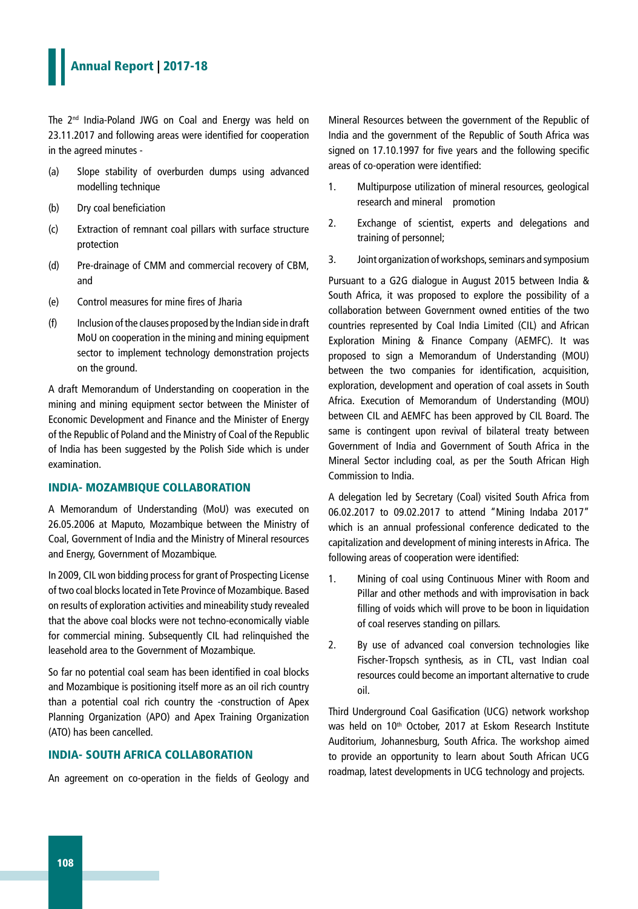The 2nd India-Poland JWG on Coal and Energy was held on 23.11.2017 and following areas were identified for cooperation in the agreed minutes -

(a) Slope stability of overburden dumps using advanced modelling technique

(b) Dry coal beneficiation

(c) Extraction of remnant coal pillars with surface structure protection

(d) Pre-drainage of CMM and commercial recovery of CBM, and

(e) Control measures for mine fires of Jharia

(f) Inclusion of the clauses proposed by the Indian side in draft MoU on cooperation in the mining and mining equipment sector to implement technology demonstration projects on the ground.

A draft Memorandum of Understanding on cooperation in the mining and mining equipment sector between the Minister of Economic Development and Finance and the Minister of Energy of the Republic of Poland and the Ministry of Coal of the Republic of India has been suggested by the Polish Side which is under examination.

## INDIA- MOZAMBIQUE COLLABORATION

A Memorandum of Understanding (MoU) was executed on 26.05.2006 at Maputo, Mozambique between the Ministry of Coal, Government of India and the Ministry of Mineral resources and Energy, Government of Mozambique.

In 2009, CIL won bidding process for grant of Prospecting License of two coal blocks located in Tete Province of Mozambique. Based on results of exploration activities and mineability study revealed that the above coal blocks were not techno-economically viable for commercial mining. Subsequently CIL had relinquished the leasehold area to the Government of Mozambique.

So far no potential coal seam has been identified in coal blocks and Mozambique is positioning itself more as an oil rich country than a potential coal rich country the -construction of Apex Planning Organization (APO) and Apex Training Organization (ATO) has been cancelled.

## INDIA- SOUTH AFRICA COLLABORATION

An agreement on co-operation in the fields of Geology and Mineral Resources between the government of the Republic of India and the government of the Republic of South Africa was signed on 17.10.1997 for five years and the following specific areas of co-operation were identified:

1. Multipurpose utilization of mineral resources, geological research and mineral promotion

2. Exchange of scientist, experts and delegations and training of personnel;

3. Joint organization of workshops, seminars and symposium

Pursuant to a G2G dialogue in August 2015 between India & South Africa, it was proposed to explore the possibility of a collaboration between Government owned entities of the two countries represented by Coal India Limited (CIL) and African Exploration Mining & Finance Company (AEMFC). It was proposed to sign a Memorandum of Understanding (MOU) between the two companies for identification, acquisition, exploration, development and operation of coal assets in South Africa. Execution of Memorandum of Understanding (MOU) between CIL and AEMFC has been approved by CIL Board. The same is contingent upon revival of bilateral treaty between Government of India and Government of South Africa in the Mineral Sector including coal, as per the South African High Commission to India.

A delegation led by Secretary (Coal) visited South Africa from 06.02.2017 to 09.02.2017 to attend "Mining Indaba 2017" which is an annual professional conference dedicated to the capitalization and development of mining interests in Africa. The following areas of cooperation were identified:

1. Mining of coal using Continuous Miner with Room and Pillar and other methods and with improvisation in back filling of voids which will prove to be boon in liquidation of coal reserves standing on pillars.

2. By use of advanced coal conversion technologies like Fischer-Tropsch synthesis, as in CTL, vast Indian coal resources could become an important alternative to crude oil.

Third Underground Coal Gasification (UCG) network workshop was held on 10th October, 2017 at Eskom Research Institute Auditorium, Johannesburg, South Africa. The workshop aimed to provide an opportunity to learn about South African UCG roadmap, latest developments in UCG technology and projects.